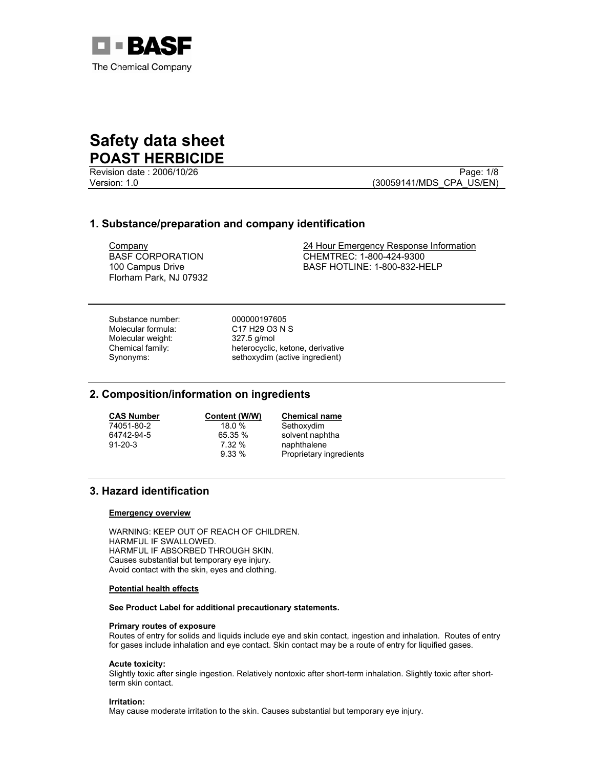BASF
The Chemical Company

# Safety data sheet
# POAST HERBICIDE

Revision date : 2006/10/26
Version: 1.0
(30059141/MDS_CPA_US/EN)

## 1. Substance/preparation and company identification

Company
BASF CORPORATION
100 Campus Drive
Florham Park, NJ 07932

24 Hour Emergency Response Information
CHEMTREC: 1-800-424-9300
BASF HOTLINE: 1-800-832-HELP

Substance number: 000000197605
Molecular formula: C17 H29 O3 N S
Molecular weight: 327.5 g/mol
Chemical family: heterocyclic, ketone, derivative
Synonyms: sethoxydim (active ingredient)

## 2. Composition/information on ingredients

| CAS Number | Content (W/W) | Chemical name |
|---|---|---|
| 74051-80-2 | 18.0 % | Sethoxydim |
| 64742-94-5 | 65.35 % | solvent naphtha |
| 91-20-3 | 7.32 % | naphthalene |
| | 9.33 % | Proprietary ingredients |

## 3. Hazard identification

### Emergency overview

WARNING: KEEP OUT OF REACH OF CHILDREN.
HARMFUL IF SWALLOWED.
HARMFUL IF ABSORBED THROUGH SKIN.
Causes substantial but temporary eye injury.
Avoid contact with the skin, eyes and clothing.

### Potential health effects

**See Product Label for additional precautionary statements.**

**Primary routes of exposure**
Routes of entry for solids and liquids include eye and skin contact, ingestion and inhalation. Routes of entry for gases include inhalation and eye contact. Skin contact may be a route of entry for liquified gases.

**Acute toxicity:**
Slightly toxic after single ingestion. Relatively nontoxic after short-term inhalation. Slightly toxic after short-term skin contact.

**Irritation:**
May cause moderate irritation to the skin. Causes substantial but temporary eye injury.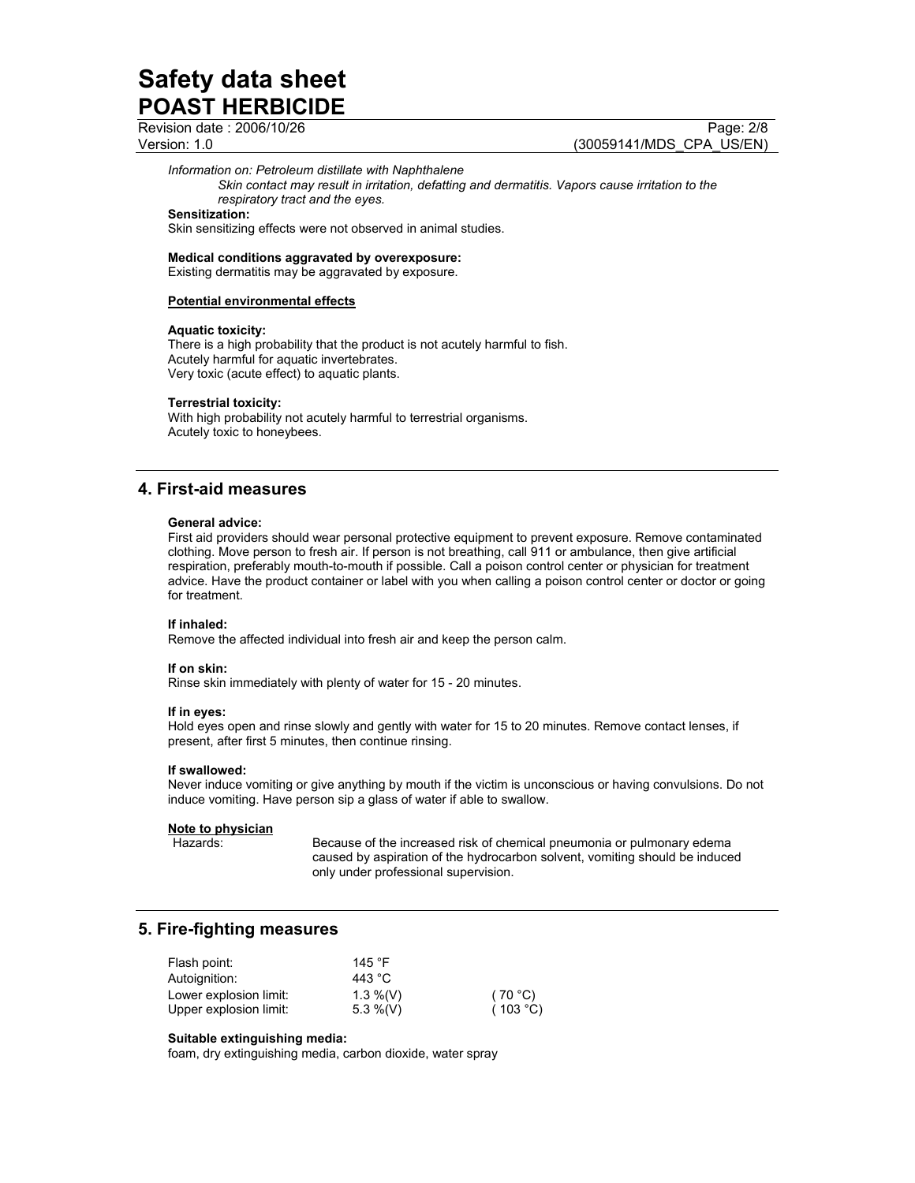*Information on: Petroleum distillate with Naphthalene*

*Skin contact may result in irritation, defatting and dermatitis. Vapors cause irritation to the respiratory tract and the eyes.*

**Sensitization:**
Skin sensitizing effects were not observed in animal studies.

**Medical conditions aggravated by overexposure:**
Existing dermatitis may be aggravated by exposure.

**Potential environmental effects**

**Aquatic toxicity:**
There is a high probability that the product is not acutely harmful to fish.
Acutely harmful for aquatic invertebrates.
Very toxic (acute effect) to aquatic plants.

**Terrestrial toxicity:**
With high probability not acutely harmful to terrestrial organisms.
Acutely toxic to honeybees.

## 4. First-aid measures

**General advice:**
First aid providers should wear personal protective equipment to prevent exposure. Remove contaminated clothing. Move person to fresh air. If person is not breathing, call 911 or ambulance, then give artificial respiration, preferably mouth-to-mouth if possible. Call a poison control center or physician for treatment advice. Have the product container or label with you when calling a poison control center or doctor or going for treatment.

**If inhaled:**
Remove the affected individual into fresh air and keep the person calm.

**If on skin:**
Rinse skin immediately with plenty of water for 15 - 20 minutes.

**If in eyes:**
Hold eyes open and rinse slowly and gently with water for 15 to 20 minutes. Remove contact lenses, if present, after first 5 minutes, then continue rinsing.

**If swallowed:**
Never induce vomiting or give anything by mouth if the victim is unconscious or having convulsions. Do not induce vomiting. Have person sip a glass of water if able to swallow.

**Note to physician**

Hazards: Because of the increased risk of chemical pneumonia or pulmonary edema caused by aspiration of the hydrocarbon solvent, vomiting should be induced only under professional supervision.

## 5. Fire-fighting measures

| | | |
|---|---|---|
| Flash point: | 145 °F | |
| Autoignition: | 443 °C | |
| Lower explosion limit: | 1.3 %(V) | ( 70 °C) |
| Upper explosion limit: | 5.3 %(V) | ( 103 °C) |

**Suitable extinguishing media:**
foam, dry extinguishing media, carbon dioxide, water spray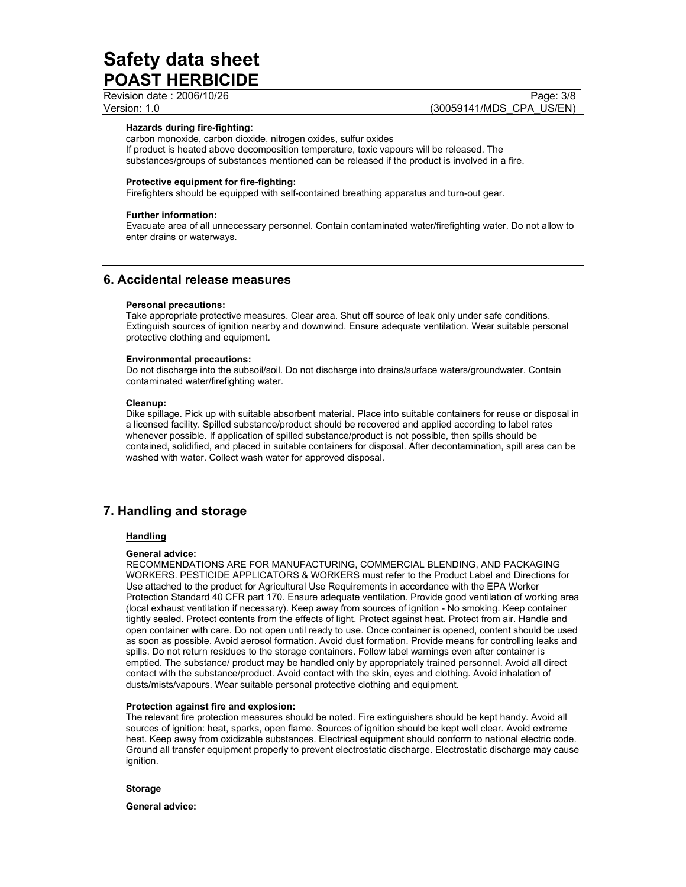**Hazards during fire-fighting:**
carbon monoxide, carbon dioxide, nitrogen oxides, sulfur oxides
If product is heated above decomposition temperature, toxic vapours will be released. The substances/groups of substances mentioned can be released if the product is involved in a fire.

**Protective equipment for fire-fighting:**
Firefighters should be equipped with self-contained breathing apparatus and turn-out gear.

**Further information:**
Evacuate area of all unnecessary personnel. Contain contaminated water/firefighting water. Do not allow to enter drains or waterways.

## 6. Accidental release measures

**Personal precautions:**
Take appropriate protective measures. Clear area. Shut off source of leak only under safe conditions. Extinguish sources of ignition nearby and downwind. Ensure adequate ventilation. Wear suitable personal protective clothing and equipment.

**Environmental precautions:**
Do not discharge into the subsoil/soil. Do not discharge into drains/surface waters/groundwater. Contain contaminated water/firefighting water.

**Cleanup:**
Dike spillage. Pick up with suitable absorbent material. Place into suitable containers for reuse or disposal in a licensed facility. Spilled substance/product should be recovered and applied according to label rates whenever possible. If application of spilled substance/product is not possible, then spills should be contained, solidified, and placed in suitable containers for disposal. After decontamination, spill area can be washed with water. Collect wash water for approved disposal.

## 7. Handling and storage

### Handling

**General advice:**
RECOMMENDATIONS ARE FOR MANUFACTURING, COMMERCIAL BLENDING, AND PACKAGING WORKERS. PESTICIDE APPLICATORS & WORKERS must refer to the Product Label and Directions for Use attached to the product for Agricultural Use Requirements in accordance with the EPA Worker Protection Standard 40 CFR part 170. Ensure adequate ventilation. Provide good ventilation of working area (local exhaust ventilation if necessary). Keep away from sources of ignition - No smoking. Keep container tightly sealed. Protect contents from the effects of light. Protect against heat. Protect from air. Handle and open container with care. Do not open until ready to use. Once container is opened, content should be used as soon as possible. Avoid aerosol formation. Avoid dust formation. Provide means for controlling leaks and spills. Do not return residues to the storage containers. Follow label warnings even after container is emptied. The substance/ product may be handled only by appropriately trained personnel. Avoid all direct contact with the substance/product. Avoid contact with the skin, eyes and clothing. Avoid inhalation of dusts/mists/vapours. Wear suitable personal protective clothing and equipment.

**Protection against fire and explosion:**
The relevant fire protection measures should be noted. Fire extinguishers should be kept handy. Avoid all sources of ignition: heat, sparks, open flame. Sources of ignition should be kept well clear. Avoid extreme heat. Keep away from oxidizable substances. Electrical equipment should conform to national electric code. Ground all transfer equipment properly to prevent electrostatic discharge. Electrostatic discharge may cause ignition.

### Storage

**General advice:**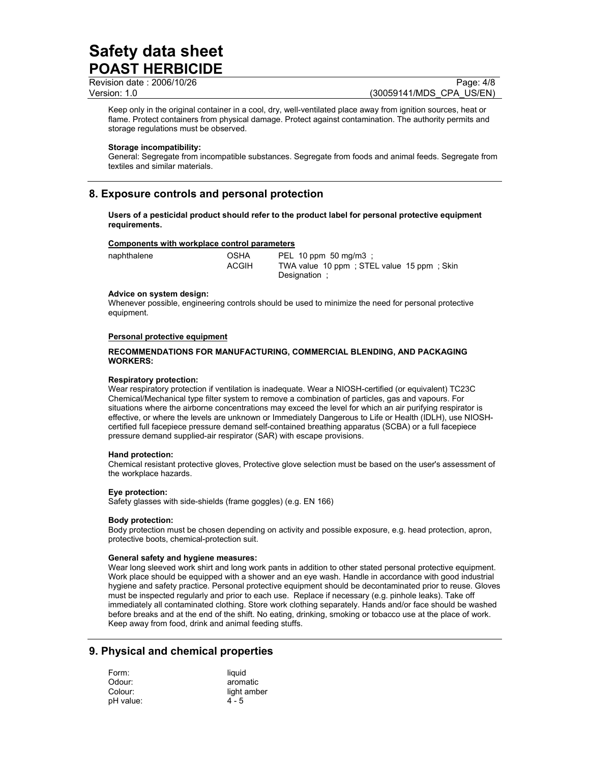Keep only in the original container in a cool, dry, well-ventilated place away from ignition sources, heat or flame. Protect containers from physical damage. Protect against contamination. The authority permits and storage regulations must be observed.

**Storage incompatibility:**
General: Segregate from incompatible substances. Segregate from foods and animal feeds. Segregate from textiles and similar materials.

## 8. Exposure controls and personal protection

**Users of a pesticidal product should refer to the product label for personal protective equipment requirements.**

**Components with workplace control parameters**

| | | |
|---|---|---|
| naphthalene | OSHA | PEL 10 ppm 50 mg/m3 ; |
| | ACGIH | TWA value 10 ppm ; STEL value 15 ppm ; Skin Designation ; |

**Advice on system design:**
Whenever possible, engineering controls should be used to minimize the need for personal protective equipment.

**Personal protective equipment**

**RECOMMENDATIONS FOR MANUFACTURING, COMMERCIAL BLENDING, AND PACKAGING WORKERS:**

**Respiratory protection:**
Wear respiratory protection if ventilation is inadequate. Wear a NIOSH-certified (or equivalent) TC23C Chemical/Mechanical type filter system to remove a combination of particles, gas and vapours. For situations where the airborne concentrations may exceed the level for which an air purifying respirator is effective, or where the levels are unknown or Immediately Dangerous to Life or Health (IDLH), use NIOSH-certified full facepiece pressure demand self-contained breathing apparatus (SCBA) or a full facepiece pressure demand supplied-air respirator (SAR) with escape provisions.

**Hand protection:**
Chemical resistant protective gloves, Protective glove selection must be based on the user's assessment of the workplace hazards.

**Eye protection:**
Safety glasses with side-shields (frame goggles) (e.g. EN 166)

**Body protection:**
Body protection must be chosen depending on activity and possible exposure, e.g. head protection, apron, protective boots, chemical-protection suit.

**General safety and hygiene measures:**
Wear long sleeved work shirt and long work pants in addition to other stated personal protective equipment. Work place should be equipped with a shower and an eye wash. Handle in accordance with good industrial hygiene and safety practice. Personal protective equipment should be decontaminated prior to reuse. Gloves must be inspected regularly and prior to each use. Replace if necessary (e.g. pinhole leaks). Take off immediately all contaminated clothing. Store work clothing separately. Hands and/or face should be washed before breaks and at the end of the shift. No eating, drinking, smoking or tobacco use at the place of work. Keep away from food, drink and animal feeding stuffs.

## 9. Physical and chemical properties

| | |
|---|---|
| Form: | liquid |
| Odour: | aromatic |
| Colour: | light amber |
| pH value: | 4 - 5 |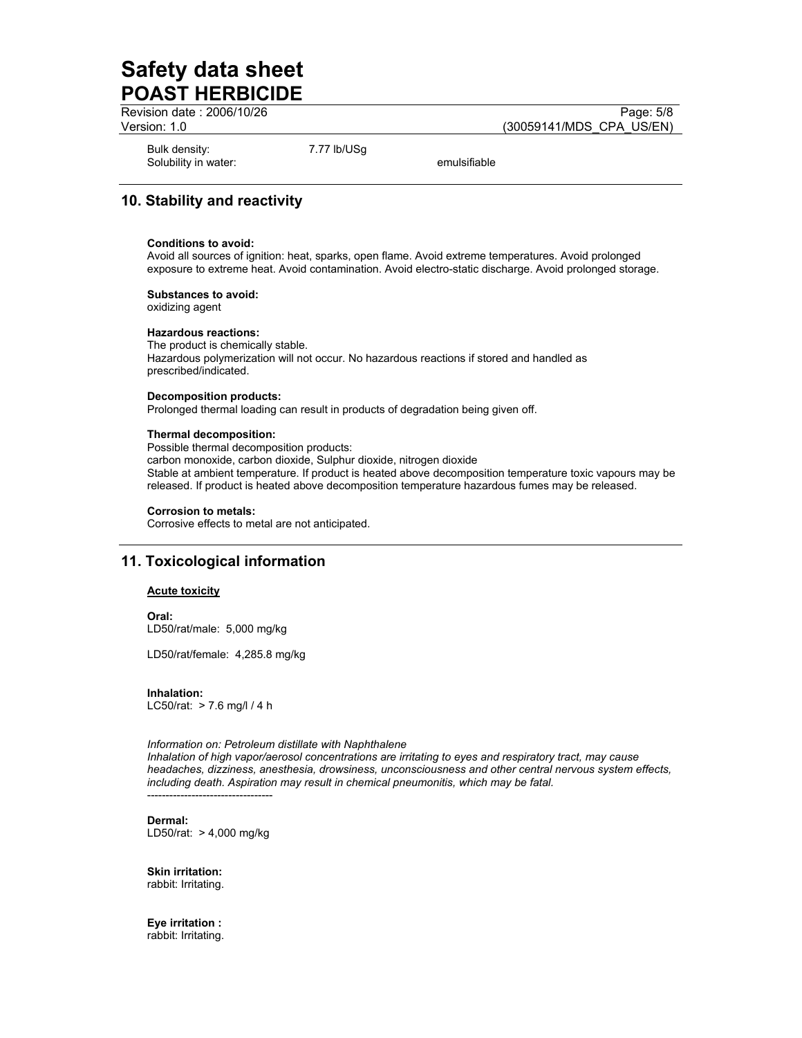Bulk density: 7.77 lb/USg
Solubility in water: emulsifiable

## 10. Stability and reactivity

**Conditions to avoid:**
Avoid all sources of ignition: heat, sparks, open flame. Avoid extreme temperatures. Avoid prolonged exposure to extreme heat. Avoid contamination. Avoid electro-static discharge. Avoid prolonged storage.

**Substances to avoid:**
oxidizing agent

**Hazardous reactions:**
The product is chemically stable.
Hazardous polymerization will not occur. No hazardous reactions if stored and handled as prescribed/indicated.

**Decomposition products:**
Prolonged thermal loading can result in products of degradation being given off.

**Thermal decomposition:**
Possible thermal decomposition products:
carbon monoxide, carbon dioxide, Sulphur dioxide, nitrogen dioxide
Stable at ambient temperature. If product is heated above decomposition temperature toxic vapours may be released. If product is heated above decomposition temperature hazardous fumes may be released.

**Corrosion to metals:**
Corrosive effects to metal are not anticipated.

## 11. Toxicological information

**Acute toxicity**

**Oral:**
LD50/rat/male: 5,000 mg/kg

LD50/rat/female: 4,285.8 mg/kg

**Inhalation:**
LC50/rat: > 7.6 mg/l / 4 h

*Information on: Petroleum distillate with Naphthalene*
*Inhalation of high vapor/aerosol concentrations are irritating to eyes and respiratory tract, may cause headaches, dizziness, anesthesia, drowsiness, unconsciousness and other central nervous system effects, including death. Aspiration may result in chemical pneumonitis, which may be fatal.*
----------------------------------

**Dermal:**
LD50/rat: > 4,000 mg/kg

**Skin irritation:**
rabbit: Irritating.

**Eye irritation :**
rabbit: Irritating.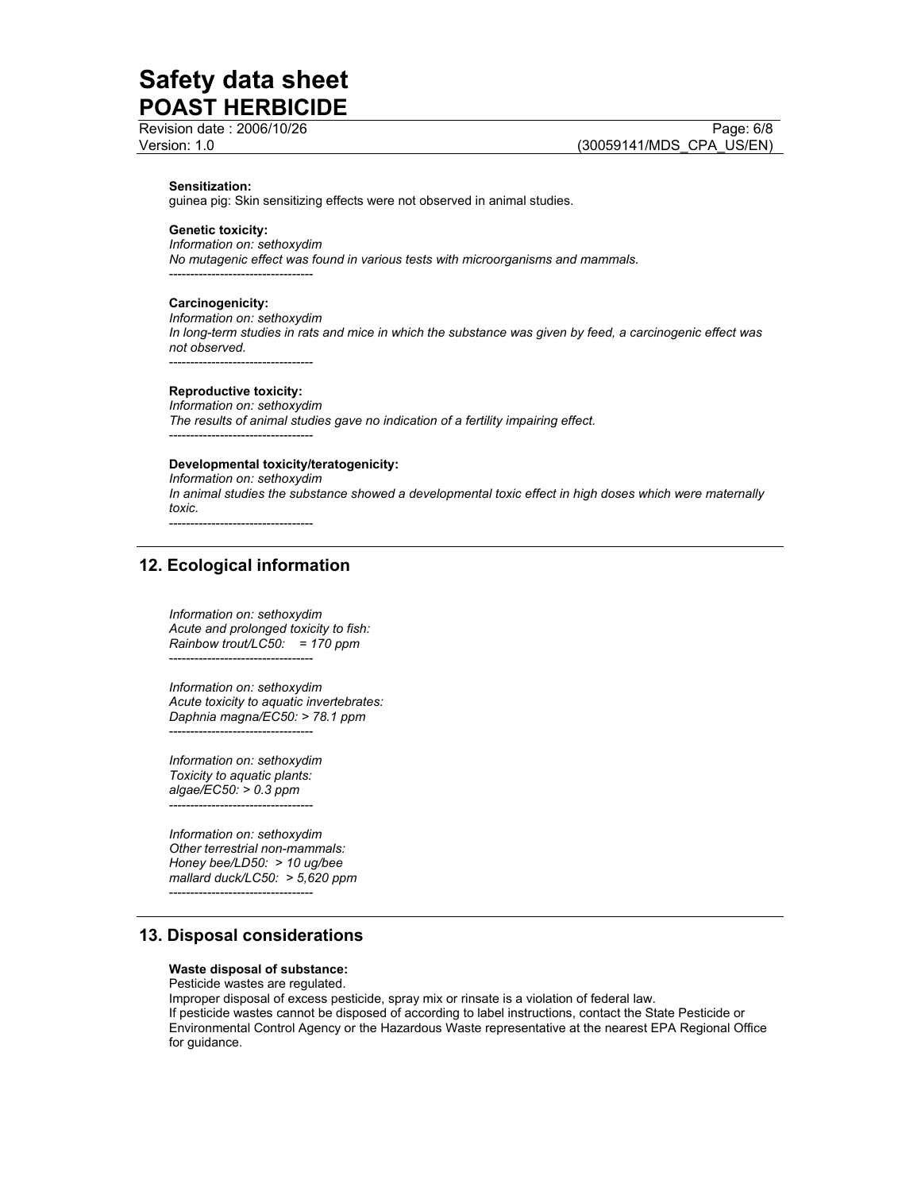**Sensitization:**
guinea pig: Skin sensitizing effects were not observed in animal studies.

**Genetic toxicity:**
*Information on: sethoxydim*
*No mutagenic effect was found in various tests with microorganisms and mammals.*
----------------------------------

**Carcinogenicity:**
*Information on: sethoxydim*
*In long-term studies in rats and mice in which the substance was given by feed, a carcinogenic effect was not observed.*
----------------------------------

**Reproductive toxicity:**
*Information on: sethoxydim*
*The results of animal studies gave no indication of a fertility impairing effect.*
----------------------------------

**Developmental toxicity/teratogenicity:**
*Information on: sethoxydim*
*In animal studies the substance showed a developmental toxic effect in high doses which were maternally toxic.*
----------------------------------

## 12. Ecological information

*Information on: sethoxydim*
*Acute and prolonged toxicity to fish:*
*Rainbow trout/LC50: = 170 ppm*
----------------------------------

*Information on: sethoxydim*
*Acute toxicity to aquatic invertebrates:*
*Daphnia magna/EC50: > 78.1 ppm*
----------------------------------

*Information on: sethoxydim*
*Toxicity to aquatic plants:*
*algae/EC50: > 0.3 ppm*
----------------------------------

*Information on: sethoxydim*
*Other terrestrial non-mammals:*
*Honey bee/LD50: > 10 ug/bee*
*mallard duck/LC50: > 5,620 ppm*
----------------------------------

## 13. Disposal considerations

**Waste disposal of substance:**
Pesticide wastes are regulated.
Improper disposal of excess pesticide, spray mix or rinsate is a violation of federal law.
If pesticide wastes cannot be disposed of according to label instructions, contact the State Pesticide or Environmental Control Agency or the Hazardous Waste representative at the nearest EPA Regional Office for guidance.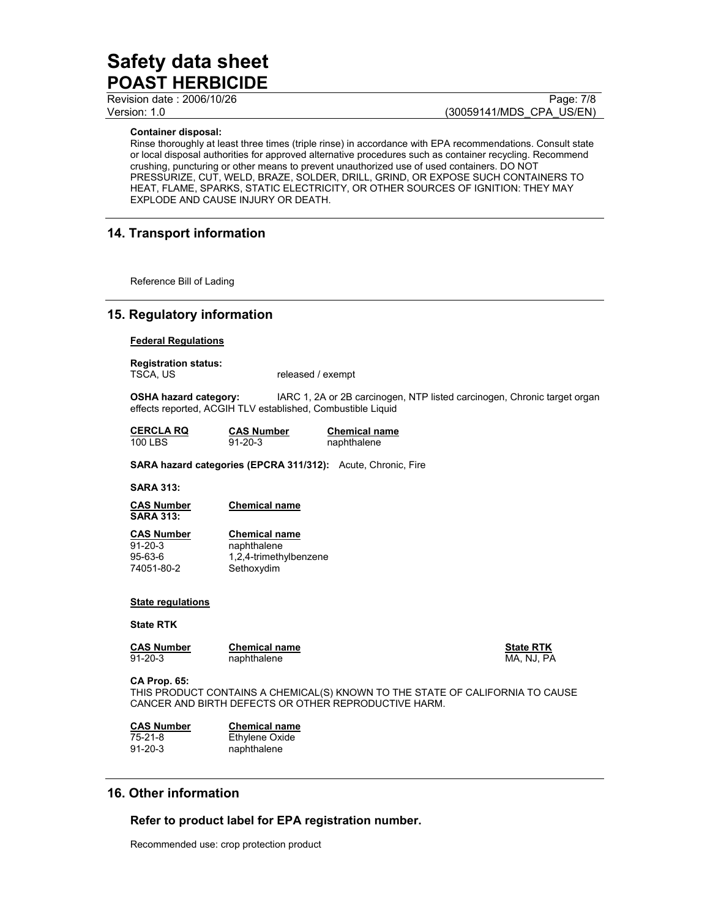**Container disposal:**
Rinse thoroughly at least three times (triple rinse) in accordance with EPA recommendations. Consult state or local disposal authorities for approved alternative procedures such as container recycling. Recommend crushing, puncturing or other means to prevent unauthorized use of used containers. DO NOT PRESSURIZE, CUT, WELD, BRAZE, SOLDER, DRILL, GRIND, OR EXPOSE SUCH CONTAINERS TO HEAT, FLAME, SPARKS, STATIC ELECTRICITY, OR OTHER SOURCES OF IGNITION: THEY MAY EXPLODE AND CAUSE INJURY OR DEATH.

## 14. Transport information

Reference Bill of Lading

## 15. Regulatory information

**Federal Regulations**

**Registration status:**
TSCA, US released / exempt

**OSHA hazard category:** IARC 1, 2A or 2B carcinogen, NTP listed carcinogen, Chronic target organ effects reported, ACGIH TLV established, Combustible Liquid

| CERCLA RQ | CAS Number | Chemical name |
|---|---|---|
| 100 LBS | 91-20-3 | naphthalene |

**SARA hazard categories (EPCRA 311/312):** Acute, Chronic, Fire

**SARA 313:**

| CAS Number | Chemical name |
|---|---|

**SARA 313:**

| CAS Number | Chemical name |
|---|---|
| 91-20-3 | naphthalene |
| 95-63-6 | 1,2,4-trimethylbenzene |
| 74051-80-2 | Sethoxydim |

**State regulations**

**State RTK**

| CAS Number | Chemical name | State RTK |
|---|---|---|
| 91-20-3 | naphthalene | MA, NJ, PA |

**CA Prop. 65:**
THIS PRODUCT CONTAINS A CHEMICAL(S) KNOWN TO THE STATE OF CALIFORNIA TO CAUSE CANCER AND BIRTH DEFECTS OR OTHER REPRODUCTIVE HARM.

| CAS Number | Chemical name |
|---|---|
| 75-21-8 | Ethylene Oxide |
| 91-20-3 | naphthalene |

## 16. Other information

### Refer to product label for EPA registration number.

Recommended use: crop protection product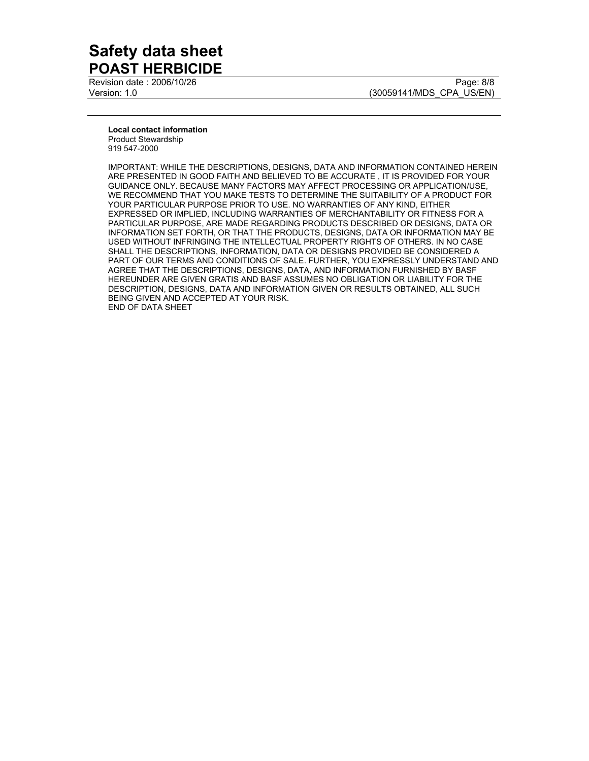**Local contact information**
Product Stewardship
919 547-2000

IMPORTANT: WHILE THE DESCRIPTIONS, DESIGNS, DATA AND INFORMATION CONTAINED HEREIN ARE PRESENTED IN GOOD FAITH AND BELIEVED TO BE ACCURATE , IT IS PROVIDED FOR YOUR GUIDANCE ONLY. BECAUSE MANY FACTORS MAY AFFECT PROCESSING OR APPLICATION/USE, WE RECOMMEND THAT YOU MAKE TESTS TO DETERMINE THE SUITABILITY OF A PRODUCT FOR YOUR PARTICULAR PURPOSE PRIOR TO USE. NO WARRANTIES OF ANY KIND, EITHER EXPRESSED OR IMPLIED, INCLUDING WARRANTIES OF MERCHANTABILITY OR FITNESS FOR A PARTICULAR PURPOSE, ARE MADE REGARDING PRODUCTS DESCRIBED OR DESIGNS, DATA OR INFORMATION SET FORTH, OR THAT THE PRODUCTS, DESIGNS, DATA OR INFORMATION MAY BE USED WITHOUT INFRINGING THE INTELLECTUAL PROPERTY RIGHTS OF OTHERS. IN NO CASE SHALL THE DESCRIPTIONS, INFORMATION, DATA OR DESIGNS PROVIDED BE CONSIDERED A PART OF OUR TERMS AND CONDITIONS OF SALE. FURTHER, YOU EXPRESSLY UNDERSTAND AND AGREE THAT THE DESCRIPTIONS, DESIGNS, DATA, AND INFORMATION FURNISHED BY BASF HEREUNDER ARE GIVEN GRATIS AND BASF ASSUMES NO OBLIGATION OR LIABILITY FOR THE DESCRIPTION, DESIGNS, DATA AND INFORMATION GIVEN OR RESULTS OBTAINED, ALL SUCH BEING GIVEN AND ACCEPTED AT YOUR RISK.
END OF DATA SHEET